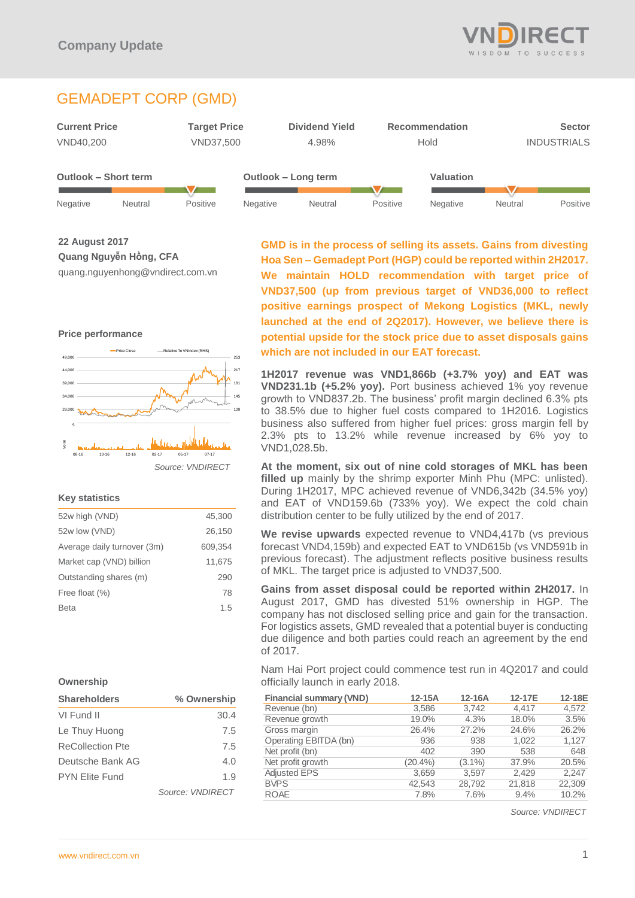# GEMADEPT CORP (GMD)

| Current Price | Target Price | Dividend Yield | Recommendation | Sector |
|---|---|---|---|---|
| VND40,200 | VND37,500 | 4.98% | Hold | INDUSTRIALS |

| Outlook – Short term | Outlook – Long term | Valuation |
|---|---|---|
| Negative / Neutral / **Positive** | Negative / Neutral / **Positive** | Negative / **Neutral** / Positive |

**22 August 2017**
**Quang Nguyễn Hồng, CFA**
quang.nguyenhong@vndirect.com.vn

**GMD is in the process of selling its assets. Gains from divesting Hoa Sen – Gemadept Port (HGP) could be reported within 2H2017. We maintain HOLD recommendation with target price of VND37,500 (up from previous target of VND36,000 to reflect positive earnings prospect of Mekong Logistics (MKL, newly launched at the end of 2Q2017). However, we believe there is potential upside for the stock price due to asset disposals gains which are not included in our EAT forecast.**

**1H2017 revenue was VND1,866b (+3.7% yoy) and EAT was VND231.1b (+5.2% yoy).** Port business achieved 1% yoy revenue growth to VND837.2b. The business' profit margin declined 6.3% pts to 38.5% due to higher fuel costs compared to 1H2016. Logistics business also suffered from higher fuel prices: gross margin fell by 2.3% pts to 13.2% while revenue increased by 6% yoy to VND1,028.5b.

**At the moment, six out of nine cold storages of MKL has been filled up** mainly by the shrimp exporter Minh Phu (MPC: unlisted). During 1H2017, MPC achieved revenue of VND6,342b (34.5% yoy) and EAT of VND159.6b (733% yoy). We expect the cold chain distribution center to be fully utilized by the end of 2017.

**We revise upwards** expected revenue to VND4,417b (vs previous forecast VND4,159b) and expected EAT to VND615b (vs VND591b in previous forecast). The adjustment reflects positive business results of MKL. The target price is adjusted to VND37,500.

**Gains from asset disposal could be reported within 2H2017.** In August 2017, GMD has divested 51% ownership in HGP. The company has not disclosed selling price and gain for the transaction. For logistics assets, GMD revealed that a potential buyer is conducting due diligence and both parties could reach an agreement by the end of 2017.

Nam Hai Port project could commence test run in 4Q2017 and could officially launch in early 2018.

| Financial summary (VND) | 12-15A | 12-16A | 12-17E | 12-18E |
|---|---|---|---|---|
| Revenue (bn) | 3,586 | 3,742 | 4,417 | 4,572 |
| Revenue growth | 19.0% | 4.3% | 18.0% | 3.5% |
| Gross margin | 26.4% | 27.2% | 24.6% | 26.2% |
| Operating EBITDA (bn) | 936 | 938 | 1,022 | 1,127 |
| Net profit (bn) | 402 | 390 | 538 | 648 |
| Net profit growth | (20.4%) | (3.1%) | 37.9% | 20.5% |
| Adjusted EPS | 3,659 | 3,597 | 2,429 | 2,247 |
| BVPS | 42,543 | 28,792 | 21,818 | 22,309 |
| ROAE | 7.8% | 7.6% | 9.4% | 10.2% |

*Source: VNDIRECT*

### Price performance

*Source: VNDIRECT*

### Key statistics

| | |
|---|---|
| 52w high (VND) | 45,300 |
| 52w low (VND) | 26,150 |
| Average daily turnover (3m) | 609,354 |
| Market cap (VND) billion | 11,675 |
| Outstanding shares (m) | 290 |
| Free float (%) | 78 |
| Beta | 1.5 |

### Ownership

| Shareholders | % Ownership |
|---|---|
| VI Fund II | 30.4 |
| Le Thuy Huong | 7.5 |
| ReCollection Pte | 7.5 |
| Deutsche Bank AG | 4.0 |
| PYN Elite Fund | 1.9 |

*Source: VNDIRECT*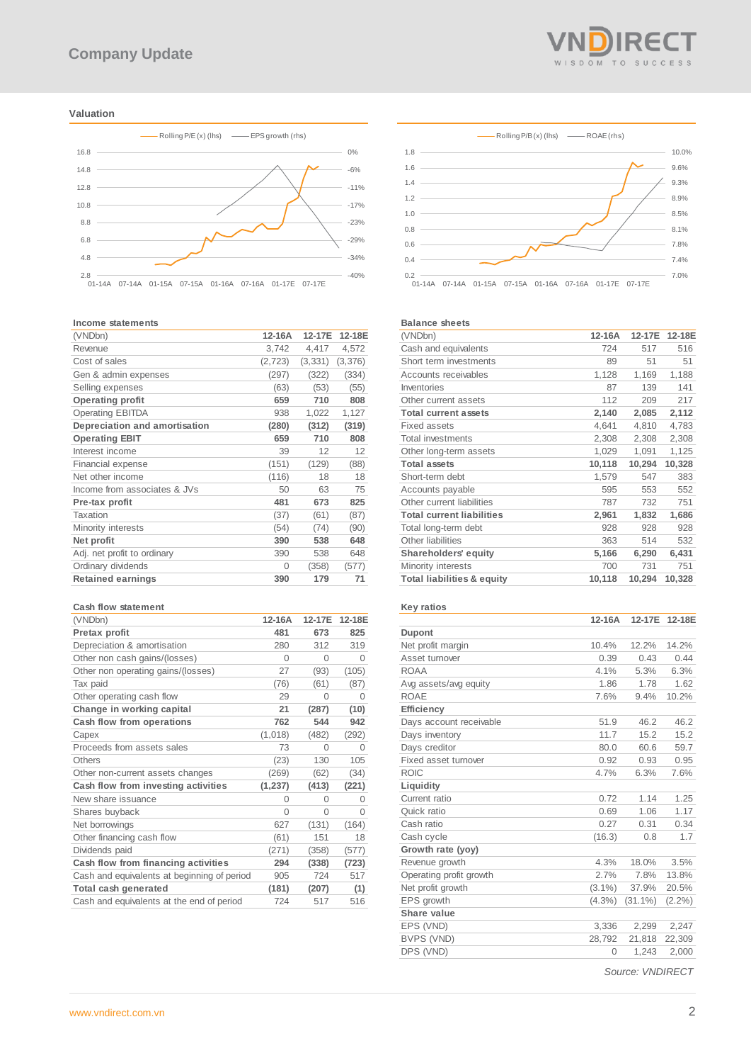## Valuation

Rolling P/E (x) (lhs) — EPS growth (rhs)

Rolling P/B (x) (lhs) — ROAE (rhs)

### Income statements

| (VNDbn) | 12-16A | 12-17E | 12-18E |
|---|---|---|---|
| Revenue | 3,742 | 4,417 | 4,572 |
| Cost of sales | (2,723) | (3,331) | (3,376) |
| Gen & admin expenses | (297) | (322) | (334) |
| Selling expenses | (63) | (53) | (55) |
| **Operating profit** | **659** | **710** | **808** |
| Operating EBITDA | 938 | 1,022 | 1,127 |
| **Depreciation and amortisation** | **(280)** | **(312)** | **(319)** |
| **Operating EBIT** | **659** | **710** | **808** |
| Interest income | 39 | 12 | 12 |
| Financial expense | (151) | (129) | (88) |
| Net other income | (116) | 18 | 18 |
| Income from associates & JVs | 50 | 63 | 75 |
| **Pre-tax profit** | **481** | **673** | **825** |
| Taxation | (37) | (61) | (87) |
| Minority interests | (54) | (74) | (90) |
| **Net profit** | **390** | **538** | **648** |
| Adj. net profit to ordinary | 390 | 538 | 648 |
| Ordinary dividends | 0 | (358) | (577) |
| **Retained earnings** | **390** | **179** | **71** |

### Balance sheets

| (VNDbn) | 12-16A | 12-17E | 12-18E |
|---|---|---|---|
| Cash and equivalents | 724 | 517 | 516 |
| Short term investments | 89 | 51 | 51 |
| Accounts receivables | 1,128 | 1,169 | 1,188 |
| Inventories | 87 | 139 | 141 |
| Other current assets | 112 | 209 | 217 |
| **Total current assets** | **2,140** | **2,085** | **2,112** |
| Fixed assets | 4,641 | 4,810 | 4,783 |
| Total investments | 2,308 | 2,308 | 2,308 |
| Other long-term assets | 1,029 | 1,091 | 1,125 |
| **Total assets** | **10,118** | **10,294** | **10,328** |
| Short-term debt | 1,579 | 547 | 383 |
| Accounts payable | 595 | 553 | 552 |
| Other current liabilities | 787 | 732 | 751 |
| **Total current liabilities** | **2,961** | **1,832** | **1,686** |
| Total long-term debt | 928 | 928 | 928 |
| Other liabilities | 363 | 514 | 532 |
| **Shareholders' equity** | **5,166** | **6,290** | **6,431** |
| Minority interests | 700 | 731 | 751 |
| **Total liabilities & equity** | **10,118** | **10,294** | **10,328** |

### Cash flow statement

| (VNDbn) | 12-16A | 12-17E | 12-18E |
|---|---|---|---|
| **Pretax profit** | **481** | **673** | **825** |
| Depreciation & amortisation | 280 | 312 | 319 |
| Other non cash gains/(losses) | 0 | 0 | 0 |
| Other non operating gains/(losses) | 27 | (93) | (105) |
| Tax paid | (76) | (61) | (87) |
| Other operating cash flow | 29 | 0 | 0 |
| **Change in working capital** | **21** | **(287)** | **(10)** |
| **Cash flow from operations** | **762** | **544** | **942** |
| Capex | (1,018) | (482) | (292) |
| Proceeds from assets sales | 73 | 0 | 0 |
| Others | (23) | 130 | 105 |
| Other non-current assets changes | (269) | (62) | (34) |
| **Cash flow from investing activities** | **(1,237)** | **(413)** | **(221)** |
| New share issuance | 0 | 0 | 0 |
| Shares buyback | 0 | 0 | 0 |
| Net borrowings | 627 | (131) | (164) |
| Other financing cash flow | (61) | 151 | 18 |
| Dividends paid | (271) | (358) | (577) |
| **Cash flow from financing activities** | **294** | **(338)** | **(723)** |
| Cash and equivalents at beginning of period | 905 | 724 | 517 |
| **Total cash generated** | **(181)** | **(207)** | **(1)** |
| Cash and equivalents at the end of period | 724 | 517 | 516 |

### Key ratios

| | 12-16A | 12-17E | 12-18E |
|---|---|---|---|
| **Dupont** | | | |
| Net profit margin | 10.4% | 12.2% | 14.2% |
| Asset turnover | 0.39 | 0.43 | 0.44 |
| ROAA | 4.1% | 5.3% | 6.3% |
| Avg assets/avg equity | 1.86 | 1.78 | 1.62 |
| ROAE | 7.6% | 9.4% | 10.2% |
| **Efficiency** | | | |
| Days account receivable | 51.9 | 46.2 | 46.2 |
| Days inventory | 11.7 | 15.2 | 15.2 |
| Days creditor | 80.0 | 60.6 | 59.7 |
| Fixed asset turnover | 0.92 | 0.93 | 0.95 |
| ROIC | 4.7% | 6.3% | 7.6% |
| **Liquidity** | | | |
| Current ratio | 0.72 | 1.14 | 1.25 |
| Quick ratio | 0.69 | 1.06 | 1.17 |
| Cash ratio | 0.27 | 0.31 | 0.34 |
| Cash cycle | (16.3) | 0.8 | 1.7 |
| **Growth rate (yoy)** | | | |
| Revenue growth | 4.3% | 18.0% | 3.5% |
| Operating profit growth | 2.7% | 7.8% | 13.8% |
| Net profit growth | (3.1%) | 37.9% | 20.5% |
| EPS growth | (4.3%) | (31.1%) | (2.2%) |
| **Share value** | | | |
| EPS (VND) | 3,336 | 2,299 | 2,247 |
| BVPS (VND) | 28,792 | 21,818 | 22,309 |
| DPS (VND) | 0 | 1,243 | 2,000 |

*Source: VNDIRECT*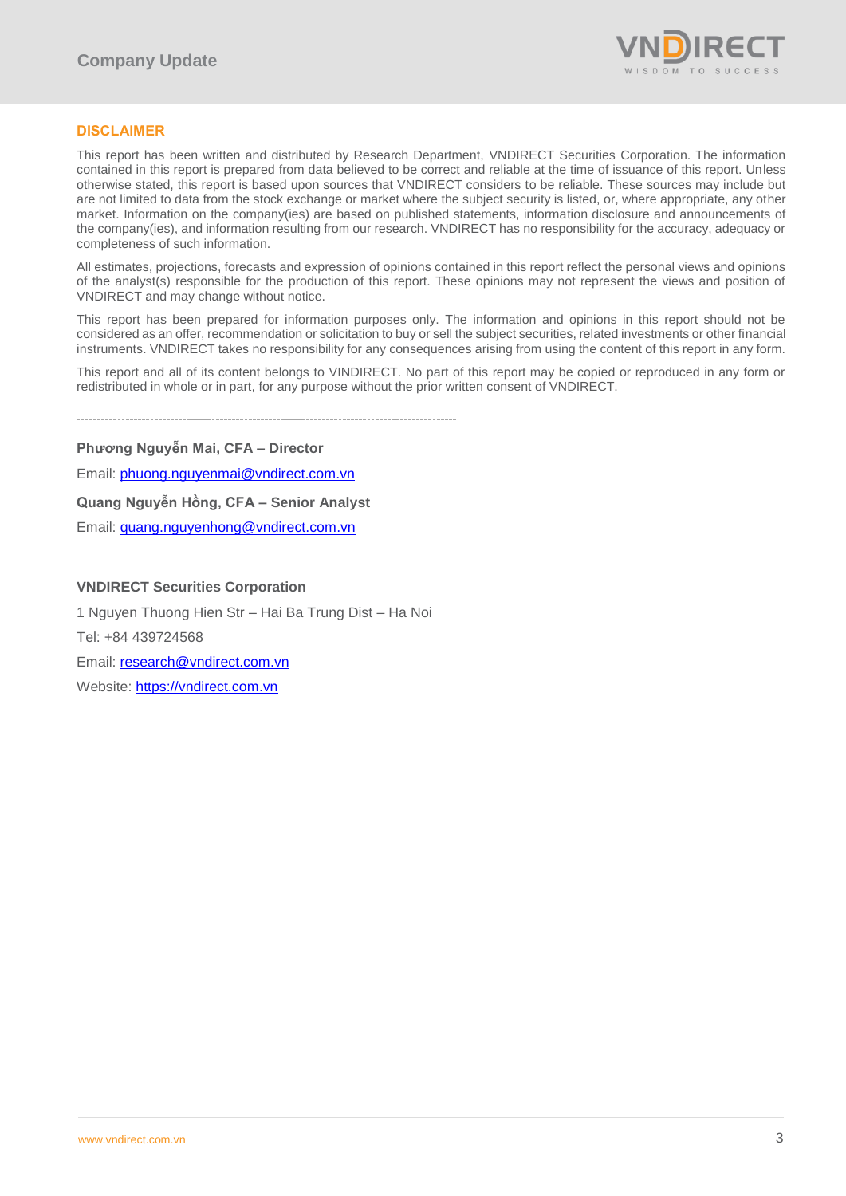## DISCLAIMER

This report has been written and distributed by Research Department, VNDIRECT Securities Corporation. The information contained in this report is prepared from data believed to be correct and reliable at the time of issuance of this report. Unless otherwise stated, this report is based upon sources that VNDIRECT considers to be reliable. These sources may include but are not limited to data from the stock exchange or market where the subject security is listed, or, where appropriate, any other market. Information on the company(ies) are based on published statements, information disclosure and announcements of the company(ies), and information resulting from our research. VNDIRECT has no responsibility for the accuracy, adequacy or completeness of such information.

All estimates, projections, forecasts and expression of opinions contained in this report reflect the personal views and opinions of the analyst(s) responsible for the production of this report. These opinions may not represent the views and position of VNDIRECT and may change without notice.

This report has been prepared for information purposes only. The information and opinions in this report should not be considered as an offer, recommendation or solicitation to buy or sell the subject securities, related investments or other financial instruments. VNDIRECT takes no responsibility for any consequences arising from using the content of this report in any form.

This report and all of its content belongs to VINDIRECT. No part of this report may be copied or reproduced in any form or redistributed in whole or in part, for any purpose without the prior written consent of VNDIRECT.

---

**Phương Nguyễn Mai, CFA – Director**

Email: phuong.nguyenmai@vndirect.com.vn

**Quang Nguyễn Hồng, CFA – Senior Analyst**

Email: quang.nguyenhong@vndirect.com.vn

**VNDIRECT Securities Corporation**

1 Nguyen Thuong Hien Str – Hai Ba Trung Dist – Ha Noi

Tel: +84 439724568

Email: research@vndirect.com.vn

Website: https://vndirect.com.vn